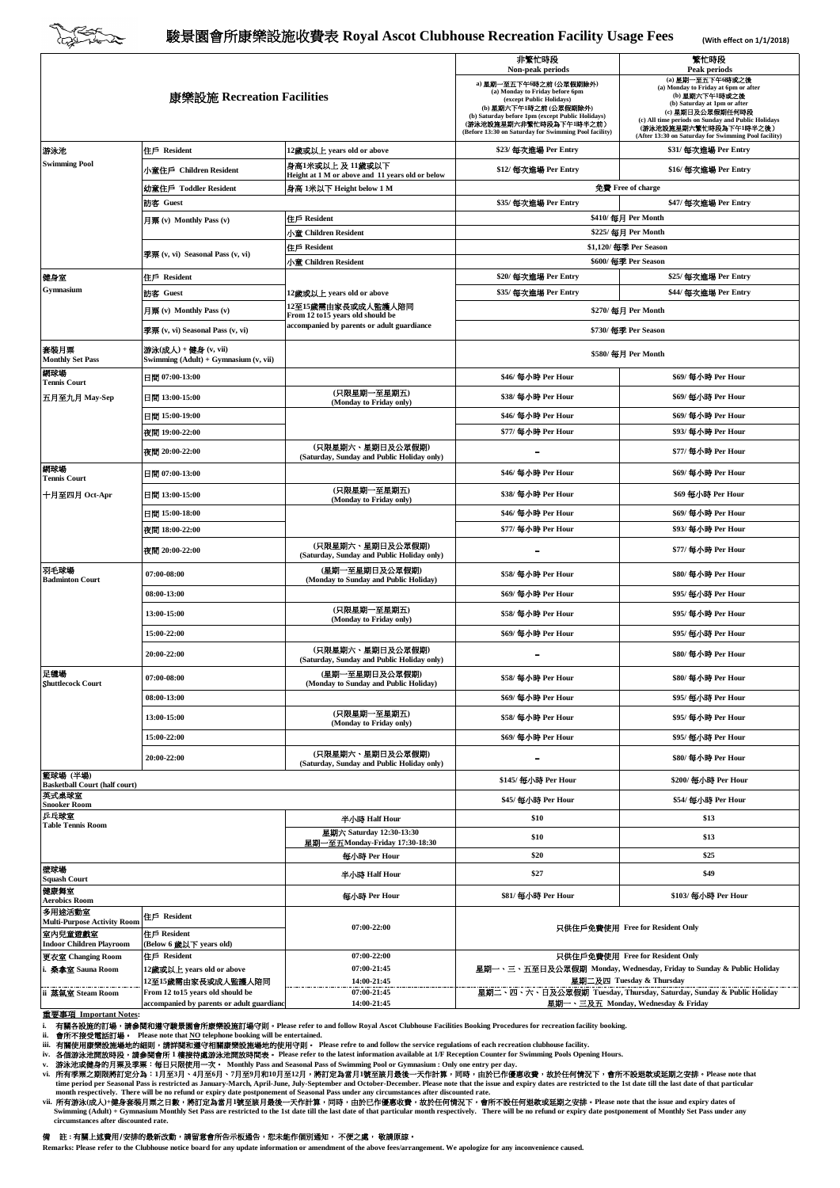# 駿景園會所康樂設施收費表 Royal Ascot Clubhouse Recreation Facility Usage Fees

(With effect on 1/1/2018)

| 康樂設施 Recreation Facilities | | | 非繁忙時段 Non-peak periods<br>a) 星期一至五下午6時之前 (公眾假期除外) (a) Monday to Friday before 6pm (except Public Holidays)<br>(b) 星期六下午1時之前 (公眾假期除外) (b) Saturday before 1pm (except Public Holidays)<br>(游泳池設施星期六非繁忙時段為下午1時半之前) (Before 13:30 on Saturday for Swimming Pool facility) | 繁忙時段 Peak periods<br>(a) 星期一至五下午6時或之後 (a) Monday to Friday at 6pm or after<br>(b) 星期六下午1時或之後 (b) Saturday at 1pm or after<br>(c) 星期日及公眾假期任何時段 (c) All time periods on Sunday and Public Holidays<br>(游泳池設施星期六繁忙時段為下午1時半之後) (After 13:30 on Saturday for Swimming Pool facility) |
|---|---|---|---|---|
| 游泳池 Swimming Pool | 住戶 Resident | 12歲或以上 years old or above | $23/ 每次進場 Per Entry | $31/ 每次進場 Per Entry |
| | 小童住戶 Children Resident | 身高1米或以上 及 11歲或以下 Height at 1 M or above and 11 years old or below | $12/ 每次進場 Per Entry | $16/ 每次進場 Per Entry |
| | 幼童住戶 Toddler Resident | 身高 1米以下 Height below 1 M | 免費 Free of charge | |
| | 訪客 Guest | | $35/ 每次進場 Per Entry | $47/ 每次進場 Per Entry |
| | 月票 (v) Monthly Pass (v) | 住戶 Resident | $410/ 每月 Per Month | |
| | | 小童 Children Resident | $225/ 每月 Per Month | |
| | 季票 (v, vi) Seasonal Pass (v, vi) | 住戶 Resident | $1,120/ 每季 Per Season | |
| | | 小童 Children Resident | $600/ 每季 Per Season | |
| 健身室 Gymnasium | 住戶 Resident | 12歲或以上 years old or above<br>12至15歲需由家長或成人監護人陪同 From 12 to15 years old should be accompanied by parents or adult guardiance | $20/ 每次進場 Per Entry | $25/ 每次進場 Per Entry |
| | 訪客 Guest | | $35/ 每次進場 Per Entry | $44/ 每次進場 Per Entry |
| | 月票 (v) Monthly Pass (v) | | $270/ 每月 Per Month | |
| | 季票 (v, vi) Seasonal Pass (v, vi) | | $730/ 每季 Per Season | |
| 套裝月票 Monthly Set Pass | 游泳(成人) + 健身 (v, vii) Swimming (Adult) + Gymnasium (v, vii) | | $580/ 每月 Per Month | |
| 網球場 Tennis Court<br>五月至九月 May-Sep | 日間 07:00-13:00 | | $46/ 每小時 Per Hour | $69/ 每小時 Per Hour |
| | 日間 13:00-15:00 | (只限星期一至星期五) (Monday to Friday only) | $38/ 每小時 Per Hour | $69/ 每小時 Per Hour |
| | 日間 15:00-19:00 | | $46/ 每小時 Per Hour | $69/ 每小時 Per Hour |
| | 夜間 19:00-22:00 | | $77/ 每小時 Per Hour | $93/ 每小時 Per Hour |
| | 夜間 20:00-22:00 | (只限星期六、星期日及公眾假期) (Saturday, Sunday and Public Holiday only) | – | $77/ 每小時 Per Hour |
| 網球場 Tennis Court<br>十月至四月 Oct-Apr | 日間 07:00-13:00 | | $46/ 每小時 Per Hour | $69/ 每小時 Per Hour |
| | 日間 13:00-15:00 | (只限星期一至星期五) (Monday to Friday only) | $38/ 每小時 Per Hour | $69 每小時 Per Hour |
| | 日間 15:00-18:00 | | $46/ 每小時 Per Hour | $69/ 每小時 Per Hour |
| | 夜間 18:00-22:00 | | $77/ 每小時 Per Hour | $93/ 每小時 Per Hour |
| | 夜間 20:00-22:00 | (只限星期六、星期日及公眾假期) (Saturday, Sunday and Public Holiday only) | – | $77/ 每小時 Per Hour |
| 羽毛球場 Badminton Court | 07:00-08:00 | (星期一至星期日及公眾假期) (Monday to Sunday and Public Holiday) | $58/ 每小時 Per Hour | $80/ 每小時 Per Hour |
| | 08:00-13:00 | | $69/ 每小時 Per Hour | $95/ 每小時 Per Hour |
| | 13:00-15:00 | (只限星期一至星期五) (Monday to Friday only) | $58/ 每小時 Per Hour | $95/ 每小時 Per Hour |
| | 15:00-22:00 | | $69/ 每小時 Per Hour | $95/ 每小時 Per Hour |
| | 20:00-22:00 | (只限星期六、星期日及公眾假期) (Saturday, Sunday and Public Holiday only) | – | $80/ 每小時 Per Hour |
| 足毽場 Shuttlecock Court | 07:00-08:00 | (星期一至星期日及公眾假期) (Monday to Sunday and Public Holiday) | $58/ 每小時 Per Hour | $80/ 每小時 Per Hour |
| | 08:00-13:00 | | $69/ 每小時 Per Hour | $95/ 每小時 Per Hour |
| | 13:00-15:00 | (只限星期一至星期五) (Monday to Friday only) | $58/ 每小時 Per Hour | $95/ 每小時 Per Hour |
| | 15:00-22:00 | | $69/ 每小時 Per Hour | $95/ 每小時 Per Hour |
| | 20:00-22:00 | (只限星期六、星期日及公眾假期) (Saturday, Sunday and Public Holiday only) | – | $80/ 每小時 Per Hour |
| 籃球場 (半場) Basketball Court (half court) | | | $145/ 每小時 Per Hour | $200/ 每小時 Per Hour |
| 英式桌球室 Snooker Room | | | $45/ 每小時 Per Hour | $54/ 每小時 Per Hour |
| 乒乓球室 Table Tennis Room | | 半小時 Half Hour | $10 | $13 |
| | | 星期六 Saturday 12:30-13:30<br>星期一至五Monday-Friday 17:30-18:30 | $10 | $13 |
| | | 每小時 Per Hour | $20 | $25 |
| 壁球場 Squash Court | | 半小時 Half Hour | $27 | $49 |
| 健康舞室 Aerobics Room | | 每小時 Per Hour | $81/ 每小時 Per Hour | $103/ 每小時 Per Hour |
| 多用途活動室 Multi-Purpose Activity Room | 住戶 Resident | 07:00-22:00 | 只供住戶免費使用 Free for Resident Only | |
| 室內兒童遊戲室 Indoor Children Playroom | 住戶 Resident (Below 6 歲以下 years old) | 07:00-22:00 | 只供住戶免費使用 Free for Resident Only | |
| 更衣室 Changing Room | 住戶 Resident | 07:00-22:00 | 只供住戶免費使用 Free for Resident Only | |
| i. 桑拿室 Sauna Room | 12歲或以上 years old or above | 07:00-21:45 | 星期一、三、五至日及公眾假期 Monday, Wednesday, Friday to Sunday & Public Holiday | |
| | 12至15歲需由家長或成人監護人陪同 | 14:00-21:45 | 星期二及四 Tuesday & Thursday | |
| ii 蒸氣室 Steam Room | From 12 to15 years old should be | 07:00-21:45 | 星期二、四、六、日及公眾假期 Tuesday, Thursday, Saturday, Sunday & Public Holiday | |
| | accompanied by parents or adult guardianc | 14:00-21:45 | 星期一、三及五 Monday, Wednesday & Friday | |

**重要事項 Important Notes:**

i. 有關各設施的訂場，請參閱和遵守駿景園會所康樂設施訂場守則。Please refer to and follow Royal Ascot Clubhouse Facilities Booking Procedures for recreation facility booking.
ii. 會所不接受電話訂場。 Please note that NO telephone booking will be entertained.
iii. 有關使用康樂設施場地的細則，請詳閱和遵守相關康樂設施場地的使用守則。 Please refre to and follow the service regulations of each recreation clubhouse facility.
iv. 各個游泳池開放時段，請參閱會所 1 樓接待處游泳池開放時間表。 Please refer to the latest information available at 1/F Reception Counter for Swimming Pools Opening Hours.
v. 游泳池或健身的月票及季票：每日只限使用一次。 Monthly Pass and Seasonal Pass of Swimming Pool or Gymnasium : Only one entry per day.
vi. 所有季票之期限將訂定分為：1月至3月、4月至6月、7月至9月和10月至12月，將訂定為當月1號至該月最後一天作計算，同時，由於已作優惠收費，故於任何情況下，會所不設退款或延期之安排。Please note that time period per Seasonal Pass is restricted as January-March, April-June, July-September and October-December. Please note that the issue and expiry dates are restricted to the 1st date till the last date of that particular month respectively. There will be no refund or expiry date postponement of Seasonal Pass under any circumstances after discounted rate.
vii. 所有游泳(成人)+健身套裝月票之日數，將訂定為當月1號至該月最後一天作計算，同時，由於已作優惠收費，故於任何情況下，會所不設任何退款或延期之安排。Please note that the issue and expiry dates of Swimming (Adult) + Gymnasium Monthly Set Pass are restricted to the 1st date till the last date of that particular month respectively. There will be no refund or expiry date postponement of Monthly Set Pass under any circumstances after discounted rate.

備 註：有關上述費用/安排的最新改動，請留意會所告示板通告，恕未能作個別通知， 不便之處， 敬請原諒。

**Remarks: Please refer to the Clubhouse notice board for any update information or amendment of the above fees/arrangement. We apologize for any inconvenience caused.**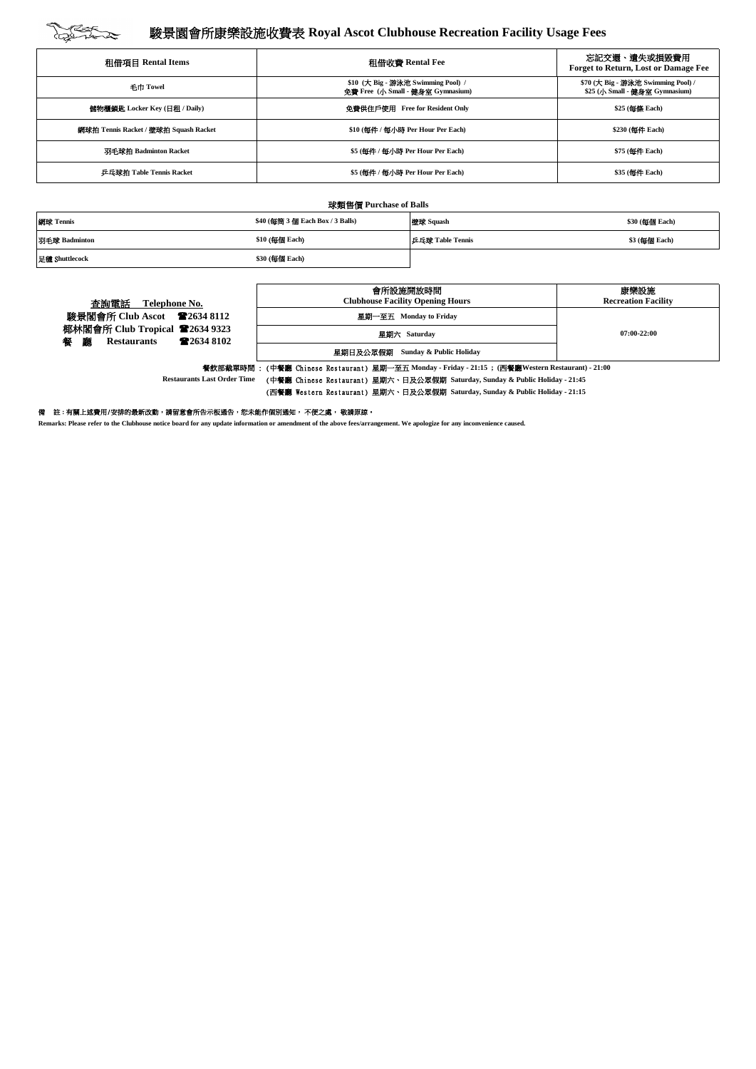# 駿景園會所康樂設施收費表 Royal Ascot Clubhouse Recreation Facility Usage Fees

| 租借項目 Rental Items | 租借收費 Rental Fee | 忘記交還、遺失或損毀費用 Forget to Return, Lost or Damage Fee |
|---|---|---|
| 毛巾 Towel | $10 (大 Big - 游泳池 Swimming Pool) / 免費 Free (小 Small - 健身室 Gymnasium) | $70 (大 Big - 游泳池 Swimming Pool) / $25 (小 Small - 健身室 Gymnasium) |
| 儲物櫃鎖匙 Locker Key (日租 / Daily) | 免費供住戶使用 Free for Resident Only | $25 (每條 Each) |
| 網球拍 Tennis Racket / 壁球拍 Squash Racket | $10 (每件 / 每小時 Per Hour Per Each) | $230 (每件 Each) |
| 羽毛球拍 Badminton Racket | $5 (每件 / 每小時 Per Hour Per Each) | $75 (每件 Each) |
| 乒乓球拍 Table Tennis Racket | $5 (每件 / 每小時 Per Hour Per Each) | $35 (每件 Each) |

**球類售價 Purchase of Balls**

| | | | |
|---|---|---|---|
| 網球 Tennis | $40 (每筒 3 個 Each Box / 3 Balls) | 壁球 Squash | $30 (每個 Each) |
| 羽毛球 Badminton | $10 (每個 Each) | 乒乓球 Table Tennis | $3 (每個 Each) |
| 足毽 Shuttlecock | $30 (每個 Each) | | |

**查詢電話 Telephone No.**

**駿景閣會所 Club Ascot ☎2634 8112**
**椰林閣會所 Club Tropical ☎2634 9323**
**餐 廳 Restaurants ☎2634 8102**

| 會所設施開放時間 Clubhouse Facility Opening Hours | 康樂設施 Recreation Facility |
|---|---|
| 星期一至五 Monday to Friday | 07:00-22:00 |
| 星期六 Saturday | |
| 星期日及公眾假期 Sunday & Public Holiday | |

**餐飲部截單時間 Restaurants Last Order Time**：(中餐廳 Chinese Restaurant) 星期一至五 Monday - Friday - 21:15；(西餐廳 Western Restaurant) - 21:00
(中餐廳 Chinese Restaurant) 星期六、日及公眾假期 Saturday, Sunday & Public Holiday - 21:45
(西餐廳 Western Restaurant) 星期六、日及公眾假期 Saturday, Sunday & Public Holiday - 21:15

備 註：有關上述費用/安排的最新改動，請留意會所告示板通告，恕未能作個別通知， 不便之處， 敬請原諒。

Remarks: Please refer to the Clubhouse notice board for any update information or amendment of the above fees/arrangement. We apologize for any inconvenience caused.